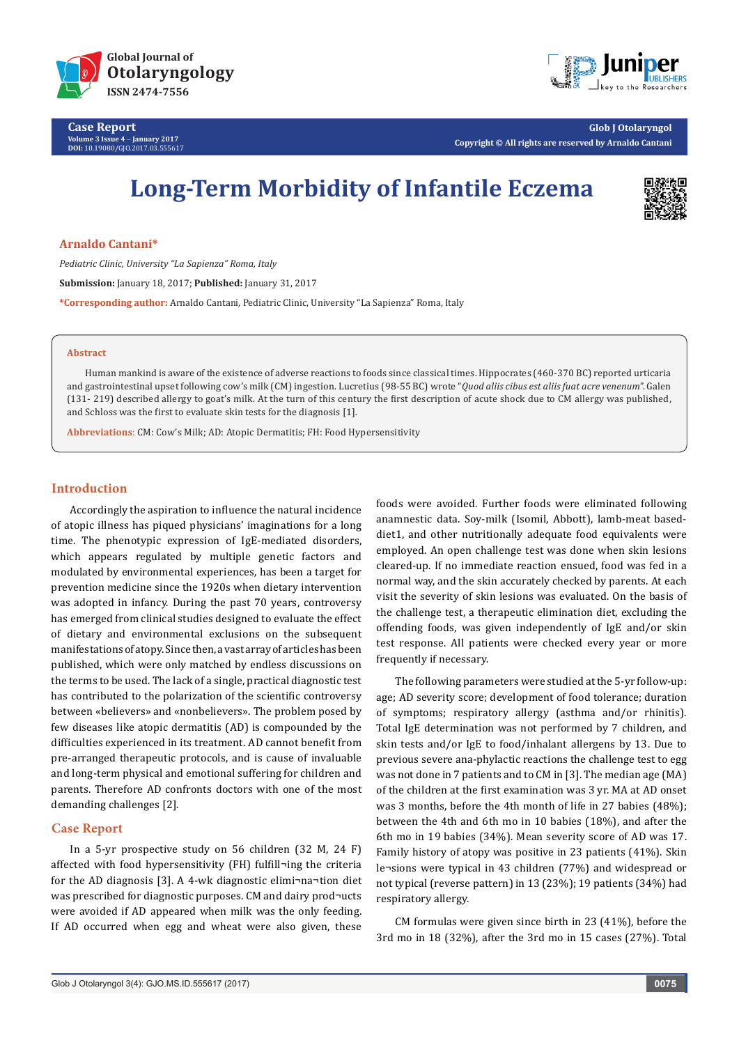# Long-Term Morbidity of Infantile Eczema

**Arnaldo Cantani***

*Pediatric Clinic, University "La Sapienza" Roma, Italy*

**Submission:** January 18, 2017; **Published:** January 31, 2017

***Corresponding author:** Arnaldo Cantani, Pediatric Clinic, University "La Sapienza" Roma, Italy

## Abstract

Human mankind is aware of the existence of adverse reactions to foods since classical times. Hippocrates (460-370 BC) reported urticaria and gastrointestinal upset following cow's milk (CM) ingestion. Lucretius (98-55 BC) wrote "*Quod aliis cibus est aliis fuat acre venenum*". Galen (131- 219) described allergy to goat's milk. At the turn of this century the first description of acute shock due to CM allergy was published, and Schloss was the first to evaluate skin tests for the diagnosis [1].

**Abbreviations**: CM: Cow's Milk; AD: Atopic Dermatitis; FH: Food Hypersensitivity

## Introduction

Accordingly the aspiration to influence the natural incidence of atopic illness has piqued physicians' imaginations for a long time. The phenotypic expression of IgE-mediated disorders, which appears regulated by multiple genetic factors and modulated by environmental experiences, has been a target for prevention medicine since the 1920s when dietary intervention was adopted in infancy. During the past 70 years, controversy has emerged from clinical studies designed to evaluate the effect of dietary and environmental exclusions on the subsequent manifestations of atopy. Since then, a vast array of articles has been published, which were only matched by endless discussions on the terms to be used. The lack of a single, practical diagnostic test has contributed to the polarization of the scientific controversy between «believers» and «nonbelievers». The problem posed by few diseases like atopic dermatitis (AD) is compounded by the difficulties experienced in its treatment. AD cannot benefit from pre-arranged therapeutic protocols, and is cause of invaluable and long-term physical and emotional suffering for children and parents. Therefore AD confronts doctors with one of the most demanding challenges [2].

## Case Report

In a 5-yr prospective study on 56 children (32 M, 24 F) affected with food hypersensitivity (FH) fulfill¬ing the criteria for the AD diagnosis [3]. A 4-wk diagnostic elimi¬na¬tion diet was prescribed for diagnostic purposes. CM and dairy prod¬ucts were avoided if AD appeared when milk was the only feeding. If AD occurred when egg and wheat were also given, these foods were avoided. Further foods were eliminated following anamnestic data. Soy-milk (Isomil, Abbott), lamb-meat based-diet1, and other nutritionally adequate food equivalents were employed. An open challenge test was done when skin lesions cleared-up. If no immediate reaction ensued, food was fed in a normal way, and the skin accurately checked by parents. At each visit the severity of skin lesions was evaluated. On the basis of the challenge test, a therapeutic elimination diet, excluding the offending foods, was given independently of IgE and/or skin test response. All patients were checked every year or more frequently if necessary.

The following parameters were studied at the 5-yr follow-up: age; AD severity score; development of food tolerance; duration of symptoms; respiratory allergy (asthma and/or rhinitis). Total IgE determination was not performed by 7 children, and skin tests and/or IgE to food/inhalant allergens by 13. Due to previous severe ana-phylactic reactions the challenge test to egg was not done in 7 patients and to CM in [3]. The median age (MA) of the children at the first examination was 3 yr. MA at AD onset was 3 months, before the 4th month of life in 27 babies (48%); between the 4th and 6th mo in 10 babies (18%), and after the 6th mo in 19 babies (34%). Mean severity score of AD was 17. Family history of atopy was positive in 23 patients (41%). Skin le¬sions were typical in 43 children (77%) and widespread or not typical (reverse pattern) in 13 (23%); 19 patients (34%) had respiratory allergy.

CM formulas were given since birth in 23 (41%), before the 3rd mo in 18 (32%), after the 3rd mo in 15 cases (27%). Total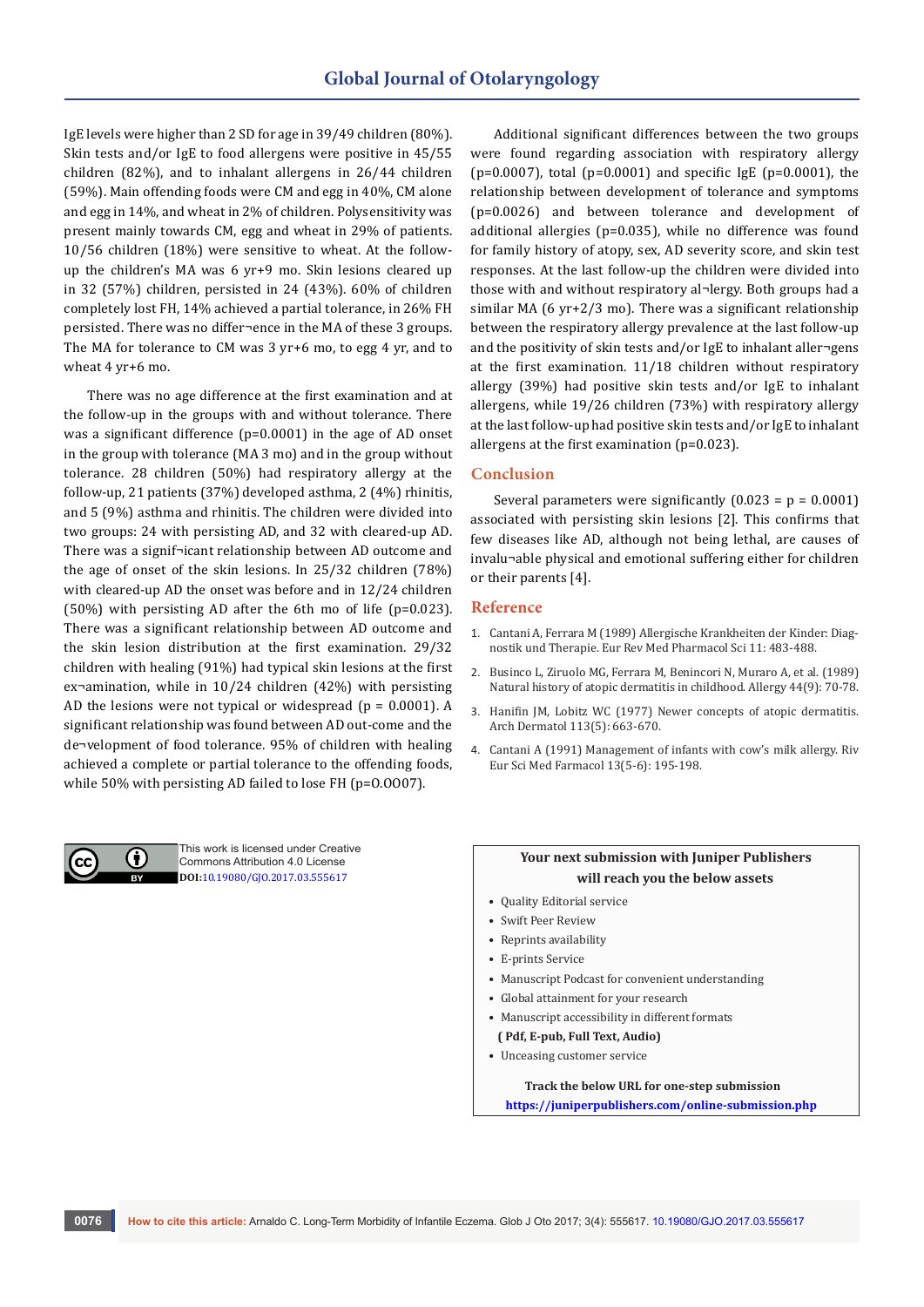IgE levels were higher than 2 SD for age in 39/49 children (80%). Skin tests and/or IgE to food allergens were positive in 45/55 children (82%), and to inhalant allergens in 26/44 children (59%). Main offending foods were CM and egg in 40%, CM alone and egg in 14%, and wheat in 2% of children. Polysensitivity was present mainly towards CM, egg and wheat in 29% of patients. 10/56 children (18%) were sensitive to wheat. At the follow-up the children's MA was 6 yr+9 mo. Skin lesions cleared up in 32 (57%) children, persisted in 24 (43%). 60% of children completely lost FH, 14% achieved a partial tolerance, in 26% FH persisted. There was no differ¬ence in the MA of these 3 groups. The MA for tolerance to CM was 3 yr+6 mo, to egg 4 yr, and to wheat 4 yr+6 mo.

There was no age difference at the first examination and at the follow-up in the groups with and without tolerance. There was a significant difference (p=0.0001) in the age of AD onset in the group with tolerance (MA 3 mo) and in the group without tolerance. 28 children (50%) had respiratory allergy at the follow-up, 21 patients (37%) developed asthma, 2 (4%) rhinitis, and 5 (9%) asthma and rhinitis. The children were divided into two groups: 24 with persisting AD, and 32 with cleared-up AD. There was a signif¬icant relationship between AD outcome and the age of onset of the skin lesions. In 25/32 children (78%) with cleared-up AD the onset was before and in 12/24 children (50%) with persisting AD after the 6th mo of life (p=0.023). There was a significant relationship between AD outcome and the skin lesion distribution at the first examination. 29/32 children with healing (91%) had typical skin lesions at the first ex¬amination, while in 10/24 children (42%) with persisting AD the lesions were not typical or widespread (p = 0.0001). A significant relationship was found between AD out-come and the de¬velopment of food tolerance. 95% of children with healing achieved a complete or partial tolerance to the offending foods, while 50% with persisting AD failed to lose FH (p=0.0007).

Additional significant differences between the two groups were found regarding association with respiratory allergy (p=0.0007), total (p=0.0001) and specific IgE (p=0.0001), the relationship between development of tolerance and symptoms (p=0.0026) and between tolerance and development of additional allergies (p=0.035), while no difference was found for family history of atopy, sex, AD severity score, and skin test responses. At the last follow-up the children were divided into those with and without respiratory al¬lergy. Both groups had a similar MA (6 yr+2/3 mo). There was a significant relationship between the respiratory allergy prevalence at the last follow-up and the positivity of skin tests and/or IgE to inhalant aller¬gens at the first examination. 11/18 children without respiratory allergy (39%) had positive skin tests and/or IgE to inhalant allergens, while 19/26 children (73%) with respiratory allergy at the last follow-up had positive skin tests and/or IgE to inhalant allergens at the first examination (p=0.023).

## Conclusion

Several parameters were significantly (0.023 = p = 0.0001) associated with persisting skin lesions [2]. This confirms that few diseases like AD, although not being lethal, are causes of invalu¬able physical and emotional suffering either for children or their parents [4].

## Reference

1. Cantani A, Ferrara M (1989) Allergische Krankheiten der Kinder: Diagnostik und Therapie. Eur Rev Med Pharmacol Sci 11: 483-488.
2. Businco L, Ziruolo MG, Ferrara M, Benincori N, Muraro A, et al. (1989) Natural history of atopic dermatitis in childhood. Allergy 44(9): 70-78.
3. Hanifin JM, Lobitz WC (1977) Newer concepts of atopic dermatitis. Arch Dermatol 113(5): 663-670.
4. Cantani A (1991) Management of infants with cow's milk allergy. Riv Eur Sci Med Farmacol 13(5-6): 195-198.

This work is licensed under Creative Commons Attribution 4.0 License
**DOI:** 10.19080/GJO.2017.03.555617

**Your next submission with Juniper Publishers will reach you the below assets**

- Quality Editorial service
- Swift Peer Review
- Reprints availability
- E-prints Service
- Manuscript Podcast for convenient understanding
- Global attainment for your research
- Manuscript accessibility in different formats
  **( Pdf, E-pub, Full Text, Audio)**
- Unceasing customer service

**Track the below URL for one-step submission**
**https://juniperpublishers.com/online-submission.php**

**How to cite this article:** Arnaldo C. Long-Term Morbidity of Infantile Eczema. Glob J Oto 2017; 3(4): 555617. 10.19080/GJO.2017.03.555617